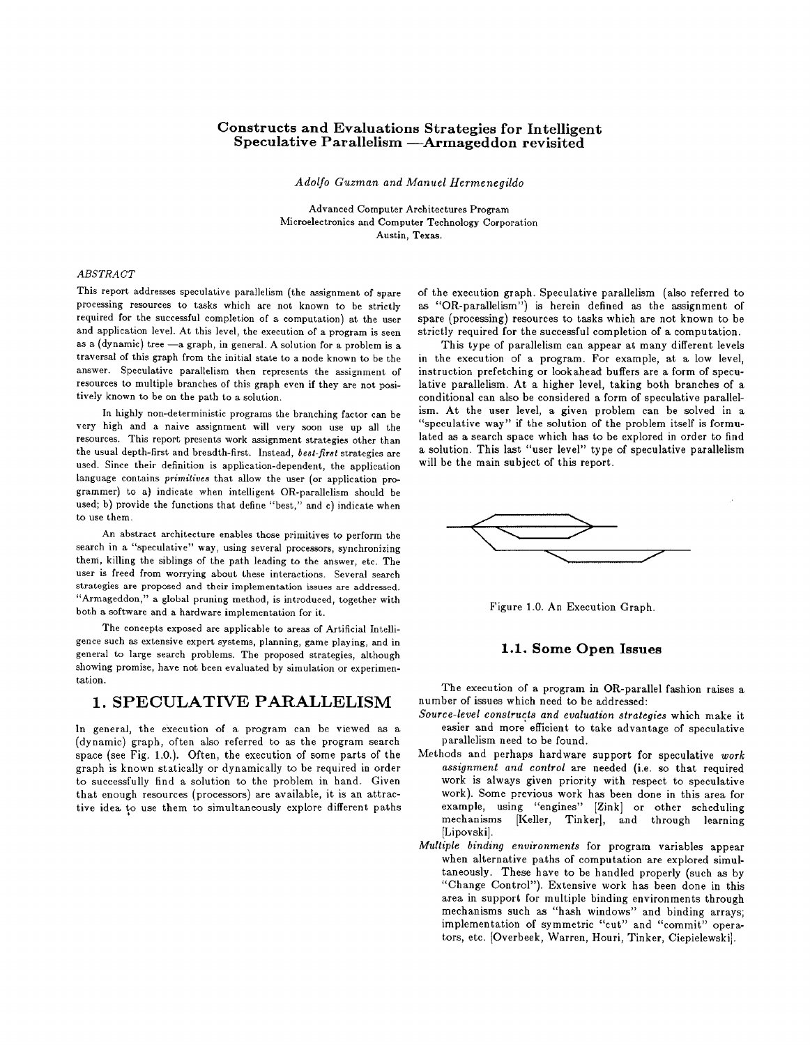# Constructs and Evaluations Strategies for Intelligent Speculative Parallelism —Armageddon revisited

*Adolfo Guzman and Manuel Hermenegildo*

Advanced Computer Architectures Program
Microelectronics and Computer Technology Corporation
Austin, Texas.

*ABSTRACT*

This report addresses speculative parallelism (the assignment of spare processing resources to tasks which are not known to be strictly required for the successful completion of a computation) at the user and application level. At this level, the execution of a program is seen as a (dynamic) tree —a graph, in general. A solution for a problem is a traversal of this graph from the initial state to a node known to be the answer. Speculative parallelism then represents the assignment of resources to multiple branches of this graph even if they are not positively known to be on the path to a solution.

In highly non-deterministic programs the branching factor can be very high and a naive assignment will very soon use up all the resources. This report presents work assignment strategies other than the usual depth-first and breadth-first. Instead, *best-first* strategies are used. Since their definition is application-dependent, the application language contains *primitives* that allow the user (or application programmer) to a) indicate when intelligent OR-parallelism should be used; b) provide the functions that define "best," and c) indicate when to use them.

An abstract architecture enables those primitives to perform the search in a "speculative" way, using several processors, synchronizing them, killing the siblings of the path leading to the answer, etc. The user is freed from worrying about these interactions. Several search strategies are proposed and their implementation issues are addressed. "Armageddon," a global pruning method, is introduced, together with both a software and a hardware implementation for it.

The concepts exposed are applicable to areas of Artificial Intelligence such as extensive expert systems, planning, game playing, and in general to large search problems. The proposed strategies, although showing promise, have not been evaluated by simulation or experimentation.

# 1. SPECULATIVE PARALLELISM

In general, the execution of a program can be viewed as a (dynamic) graph, often also referred to as the program search space (see Fig. 1.0.). Often, the execution of some parts of the graph is known statically or dynamically to be required in order to successfully find a solution to the problem in hand. Given that enough resources (processors) are available, it is an attractive idea to use them to simultaneously explore different paths of the execution graph. Speculative parallelism (also referred to as "OR-parallelism") is herein defined as the assignment of spare (processing) resources to tasks which are not known to be strictly required for the successful completion of a computation.

This type of parallelism can appear at many different levels in the execution of a program. For example, at a low level, instruction prefetching or lookahead buffers are a form of speculative parallelism. At a higher level, taking both branches of a conditional can also be considered a form of speculative parallelism. At the user level, a given problem can be solved in a "speculative way" if the solution of the problem itself is formulated as a search space which has to be explored in order to find a solution. This last "user level" type of speculative parallelism will be the main subject of this report.

Figure 1.0. An Execution Graph.

## 1.1. Some Open Issues

The execution of a program in OR-parallel fashion raises a number of issues which need to be addressed:

*Source-level constructs and evaluation strategies* which make it easier and more efficient to take advantage of speculative parallelism need to be found.

Methods and perhaps hardware support for speculative *work assignment and control* are needed (i.e. so that required work is always given priority with respect to speculative work). Some previous work has been done in this area for example, using "engines" [Zink] or other scheduling mechanisms [Keller, Tinker], and through learning [Lipovski].

*Multiple binding environments* for program variables appear when alternative paths of computation are explored simultaneously. These have to be handled properly (such as by "Change Control"). Extensive work has been done in this area in support for multiple binding environments through mechanisms such as "hash windows" and binding arrays; implementation of symmetric "cut" and "commit" operators, etc. [Overbeek, Warren, Houri, Tinker, Ciepielewski].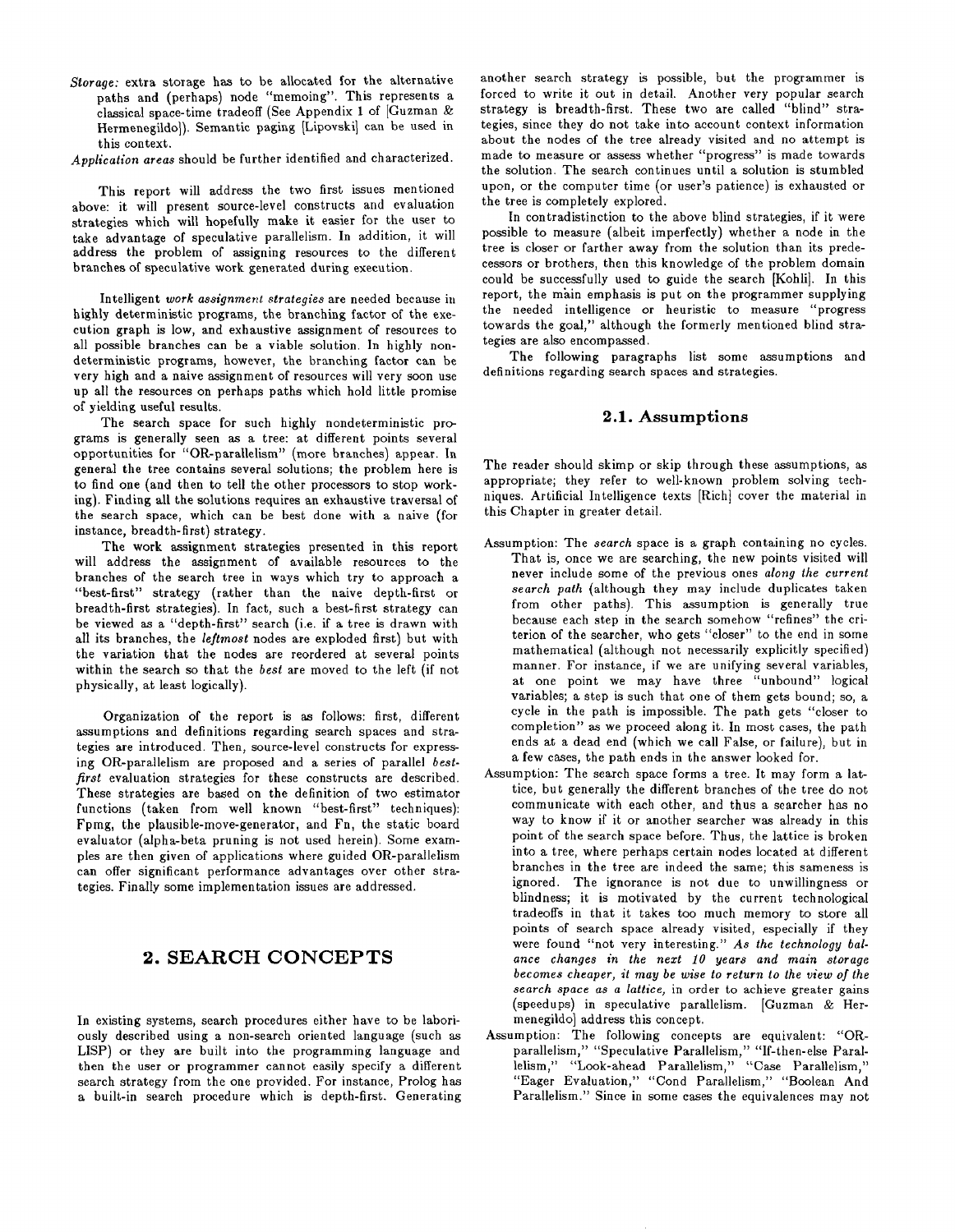*Storage:* extra storage has to be allocated for the alternative paths and (perhaps) node "memoing". This represents a classical space-time tradeoff (See Appendix 1 of [Guzman & Hermenegildo]). Semantic paging [Lipovski] can be used in this context.

*Application areas* should be further identified and characterized.

This report will address the two first issues mentioned above: it will present source-level constructs and evaluation strategies which will hopefully make it easier for the user to take advantage of speculative parallelism. In addition, it will address the problem of assigning resources to the different branches of speculative work generated during execution.

Intelligent *work assignment strategies* are needed because in highly deterministic programs, the branching factor of the execution graph is low, and exhaustive assignment of resources to all possible branches can be a viable solution. In highly nondeterministic programs, however, the branching factor can be very high and a naive assignment of resources will very soon use up all the resources on perhaps paths which hold little promise of yielding useful results.

The search space for such highly nondeterministic programs is generally seen as a tree: at different points several opportunities for "OR-parallelism" (more branches) appear. In general the tree contains several solutions; the problem here is to find one (and then to tell the other processors to stop working). Finding all the solutions requires an exhaustive traversal of the search space, which can be best done with a naive (for instance, breadth-first) strategy.

The work assignment strategies presented in this report will address the assignment of available resources to the branches of the search tree in ways which try to approach a "best-first" strategy (rather than the naive depth-first or breadth-first strategies). In fact, such a best-first strategy can be viewed as a "depth-first" search (i.e. if a tree is drawn with all its branches, the *leftmost* nodes are exploded first) but with the variation that the nodes are reordered at several points within the search so that the *best* are moved to the left (if not physically, at least logically).

Organization of the report is as follows: first, different assumptions and definitions regarding search spaces and strategies are introduced. Then, source-level constructs for expressing OR-parallelism are proposed and a series of parallel *best-first* evaluation strategies for these constructs are described. These strategies are based on the definition of two estimator functions (taken from well known "best-first" techniques): Fpmg, the plausible-move-generator, and Fn, the static board evaluator (alpha-beta pruning is not used herein). Some examples are then given of applications where guided OR-parallelism can offer significant performance advantages over other strategies. Finally some implementation issues are addressed.

## 2. SEARCH CONCEPTS

In existing systems, search procedures either have to be laboriously described using a non-search oriented language (such as LISP) or they are built into the programming language and then the user or programmer cannot easily specify a different search strategy from the one provided. For instance, Prolog has a built-in search procedure which is depth-first. Generating another search strategy is possible, but the programmer is forced to write it out in detail. Another very popular search strategy is breadth-first. These two are called "blind" strategies, since they do not take into account context information about the nodes of the tree already visited and no attempt is made to measure or assess whether "progress" is made towards the solution. The search continues until a solution is stumbled upon, or the computer time (or user's patience) is exhausted or the tree is completely explored.

In contradistinction to the above blind strategies, if it were possible to measure (albeit imperfectly) whether a node in the tree is closer or farther away from the solution than its predecessors or brothers, then this knowledge of the problem domain could be successfully used to guide the search [Kohli]. In this report, the main emphasis is put on the programmer supplying the needed intelligence or heuristic to measure "progress towards the goal," although the formerly mentioned blind strategies are also encompassed.

The following paragraphs list some assumptions and definitions regarding search spaces and strategies.

### 2.1. Assumptions

The reader should skimp or skip through these assumptions, as appropriate; they refer to well-known problem solving techniques. Artificial Intelligence texts [Rich] cover the material in this Chapter in greater detail.

Assumption: The *search* space is a graph containing no cycles. That is, once we are searching, the new points visited will never include some of the previous ones *along the current search path* (although they may include duplicates taken from other paths). This assumption is generally true because each step in the search somehow "refines" the criterion of the searcher, who gets "closer" to the end in some mathematical (although not necessarily explicitly specified) manner. For instance, if we are unifying several variables, at one point we may have three "unbound" logical variables; a step is such that one of them gets bound; so, a cycle in the path is impossible. The path gets "closer to completion" as we proceed along it. In most cases, the path ends at a dead end (which we call False, or failure), but in a few cases, the path ends in the answer looked for.

Assumption: The search space forms a tree. It may form a lattice, but generally the different branches of the tree do not communicate with each other, and thus a searcher has no way to know if it or another searcher was already in this point of the search space before. Thus, the lattice is broken into a tree, where perhaps certain nodes located at different branches in the tree are indeed the same; this sameness is ignored. The ignorance is not due to unwillingness or blindness; it is motivated by the current technological tradeoffs in that it takes too much memory to store all points of search space already visited, especially if they were found "not very interesting." *As the technology balance changes in the next 10 years and main storage becomes cheaper, it may be wise to return to the view of the search space as a lattice,* in order to achieve greater gains (speedups) in speculative parallelism. [Guzman & Hermenegildo] address this concept.

Assumption: The following concepts are equivalent: "OR-parallelism," "Speculative Parallelism," "If-then-else Parallelism," "Look-ahead Parallelism," "Case Parallelism," "Eager Evaluation," "Cond Parallelism," "Boolean And Parallelism." Since in some cases the equivalences may not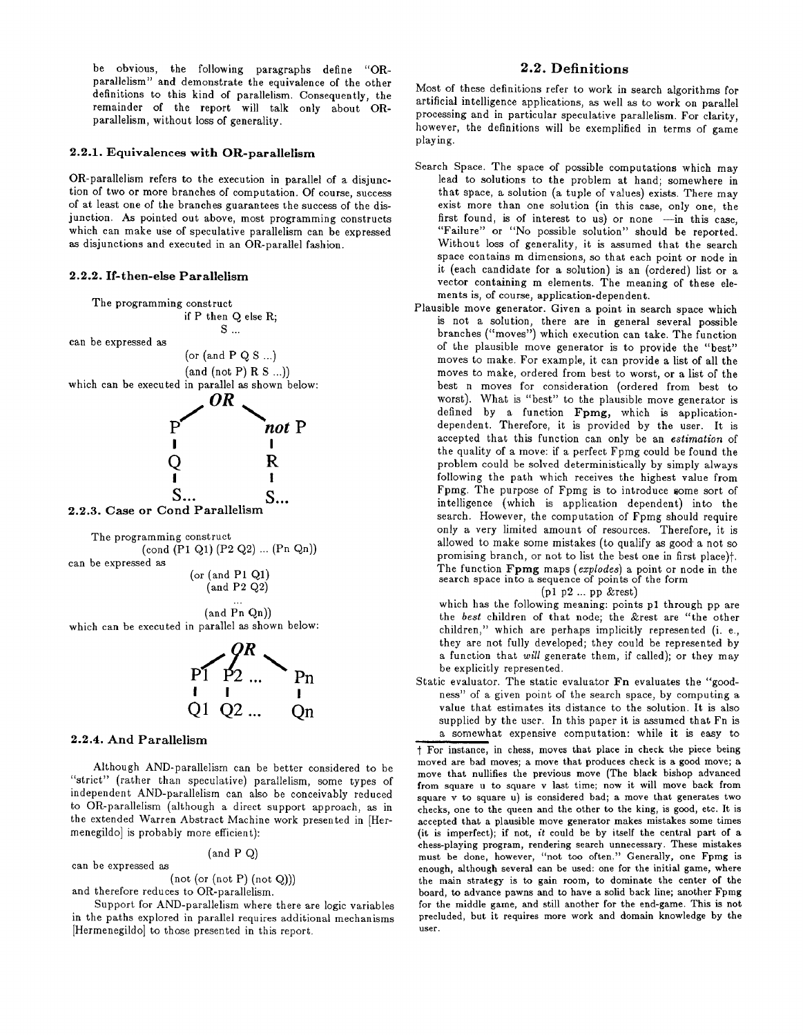be obvious, the following paragraphs define "OR-parallelism" and demonstrate the equivalence of the other definitions to this kind of parallelism. Consequently, the remainder of the report will talk only about OR-parallelism, without loss of generality.

### 2.2.1. Equivalences with OR-parallelism

OR-parallelism refers to the execution in parallel of a disjunction of two or more branches of computation. Of course, success of at least one of the branches guarantees the success of the disjunction. As pointed out above, most programming constructs which can make use of speculative parallelism can be expressed as disjunctions and executed in an OR-parallel fashion.

### 2.2.2. If-then-else Parallelism

The programming construct

```
if P then Q else R;
     S ...
```

can be expressed as

```
(or (and P Q S ...)
    (and (not P) R S ...))
```

which can be executed in parallel as shown below:

```
        OR
      /    \
     P     not P
     |       |
     Q       R
     |       |
    S...    S...
```

### 2.2.3. Case or Cond Parallelism

The programming construct

```
(cond (P1 Q1) (P2 Q2) ... (Pn Qn))
```

can be expressed as

```
(or (and P1 Q1)
    (and P2 Q2)
    ...
    (and Pn Qn))
```

which can be executed in parallel as shown below:

```
        OR
      /  |  \
    P1  P2 ... Pn
    |    |      |
    Q1  Q2 ... Qn
```

### 2.2.4. And Parallelism

Although AND-parallelism can be better considered to be "strict" (rather than speculative) parallelism, some types of independent AND-parallelism can also be conceivably reduced to OR-parallelism (although a direct support approach, as in the extended Warren Abstract Machine work presented in [Hermenegildo] is probably more efficient):

```
(and P Q)
```

can be expressed as

```
(not (or (not P) (not Q)))
```

and therefore reduces to OR-parallelism.

Support for AND-parallelism where there are logic variables in the paths explored in parallel requires additional mechanisms [Hermenegildo] to those presented in this report.

## 2.2. Definitions

Most of these definitions refer to work in search algorithms for artificial intelligence applications, as well as to work on parallel processing and in particular speculative parallelism. For clarity, however, the definitions will be exemplified in terms of game playing.

Search Space. The space of possible computations which may lead to solutions to the problem at hand; somewhere in that space, a solution (a tuple of values) exists. There may exist more than one solution (in this case, only one, the first found, is of interest to us) or none —in this case, "Failure" or "No possible solution" should be reported. Without loss of generality, it is assumed that the search space contains m dimensions, so that each point or node in it (each candidate for a solution) is an (ordered) list or a vector containing m elements. The meaning of these elements is, of course, application-dependent.

Plausible move generator. Given a point in search space which is not a solution, there are in general several possible branches ("moves") which execution can take. The function of the plausible move generator is to provide the "best" moves to make. For example, it can provide a list of all the moves to make, ordered from best to worst, or a list of the best n moves for consideration (ordered from best to worst). What is "best" to the plausible move generator is defined by a function **Fpmg**, which is application-dependent. Therefore, it is provided by the user. It is accepted that this function can only be an *estimation* of the quality of a move: if a perfect Fpmg could be found the problem could be solved deterministically by simply always following the path which receives the highest value from Fpmg. The purpose of Fpmg is to introduce some sort of intelligence (which is application dependent) into the search. However, the computation of Fpmg should require only a very limited amount of resources. Therefore, it is allowed to make some mistakes (to qualify as good a not so promising branch, or not to list the best one in first place)†. The function **Fpmg** maps (*explodes*) a point or node in the search space into a sequence of points of the form

(p1 p2 ... pp &rest)

which has the following meaning: points p1 through pp are the *best* children of that node; the &rest are "the other children," which are perhaps implicitly represented (i. e., they are not fully developed; they could be represented by a function that *will* generate them, if called); or they may be explicitly represented.

Static evaluator. The static evaluator **Fn** evaluates the "goodness" of a given point of the search space, by computing a value that estimates its distance to the solution. It is also supplied by the user. In this paper it is assumed that Fn is a somewhat expensive computation: while it is easy to

† For instance, in chess, moves that place in check the piece being moved are bad moves; a move that produces check is a good move; a move that nullifies the previous move (The black bishop advanced from square u to square v last time; now it will move back from square v to square u) is considered bad; a move that generates two checks, one to the queen and the other to the king, is good, etc. It is accepted that a plausible move generator makes mistakes some times (it is imperfect); if not, *it* could be by itself the central part of a chess-playing program, rendering search unnecessary. These mistakes must be done, however, "not too often." Generally, one Fpmg is enough, although several can be used: one for the initial game, where the main strategy is to gain room, to dominate the center of the board, to advance pawns and to have a solid back line; another Fpmg for the middle game, and still another for the end-game. This is not precluded, but it requires more work and domain knowledge by the user.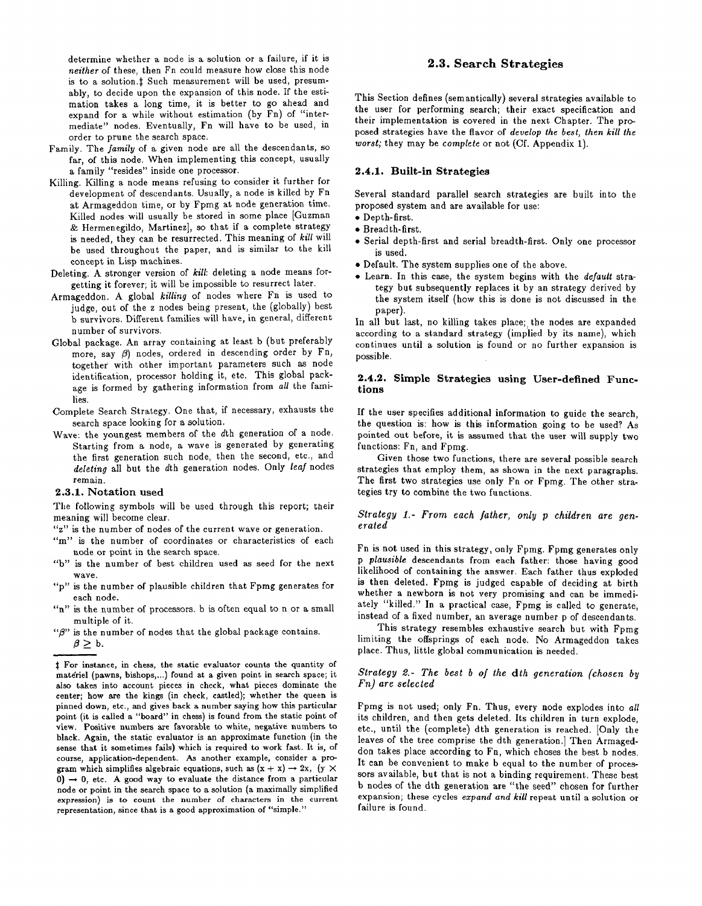determine whether a node is a solution or a failure, if it is *neither* of these, then Fn could measure how close this node is to a solution.‡ Such measurement will be used, presumably, to decide upon the expansion of this node. If the estimation takes a long time, it is better to go ahead and expand for a while without estimation (by Fn) of "intermediate" nodes. Eventually, Fn will have to be used, in order to prune the search space.

Family. The *family* of a given node are all the descendants, so far, of this node. When implementing this concept, usually a family "resides" inside one processor.

Killing. Killing a node means refusing to consider it further for development of descendants. Usually, a node is killed by Fn at Armageddon time, or by Fpmg at node generation time. Killed nodes will usually be stored in some place [Guzman & Hermenegildo, Martinez], so that if a complete strategy is needed, they can be resurrected. This meaning of *kill* will be used throughout the paper, and is similar to the kill concept in Lisp machines.

Deleting. A stronger version of *kill*: deleting a node means forgetting it forever; it will be impossible to resurrect later.

Armageddon. A global *killing* of nodes where Fn is used to judge, out of the z nodes being present, the (globally) best b survivors. Different families will have, in general, different number of survivors.

Global package. An array containing at least b (but preferably more, say $\beta$) nodes, ordered in descending order by Fn, together with other important parameters such as node identification, processor holding it, etc. This global package is formed by gathering information from *all* the families.

Complete Search Strategy. One that, if necessary, exhausts the search space looking for a solution.

Wave: the youngest members of the $d$th generation of a node. Starting from a node, a wave is generated by generating the first generation such node, then the second, etc., and *deleting* all but the $d$th generation nodes. Only *leaf* nodes remain.

### 2.3.1. Notation used

The following symbols will be used through this report; their meaning will become clear.

"z" is the number of nodes of the current wave or generation.

"m" is the number of coordinates or characteristics of each node or point in the search space.

"b" is the number of best children used as seed for the next wave.

"p" is the number of plausible children that Fpmg generates for each node.

"n" is the number of processors. b is often equal to n or a small multiple of it.

"$\beta$" is the number of nodes that the global package contains. $\beta \geq$ b.

‡ For instance, in chess, the static evaluator counts the quantity of matériel (pawns, bishops,...) found at a given point in search space; it also takes into account pieces in check, what pieces dominate the center; how are the kings (in check, castled); whether the queen is pinned down, etc., and gives back a number saying how this particular point (it is called a "board" in chess) is found from the static point of view. Positive numbers are favorable to white, negative numbers to black. Again, the static evaluator is an approximate function (in the sense that it sometimes fails) which is required to work fast. It is, of course, application-dependent. As another example, consider a program which simplifies algebraic equations, such as $(x + x) \rightarrow 2x$, $(y \times 0) \rightarrow 0$, etc. A good way to evaluate the distance from a particular node or point in the search space to a solution (a maximally simplified expression) is to count the number of characters in the current representation, since that is a good approximation of "simple."

## 2.3. Search Strategies

This Section defines (semantically) several strategies available to the user for performing search; their exact specification and their implementation is covered in the next Chapter. The proposed strategies have the flavor of *develop the best, then kill the worst;* they may be *complete* or not (Cf. Appendix 1).

### 2.4.1. Built-in Strategies

Several standard parallel search strategies are built into the proposed system and are available for use:

- Depth-first.
- Breadth-first.
- Serial depth-first and serial breadth-first. Only one processor is used.
- Default. The system supplies one of the above.
- Learn. In this case, the system begins with the *default* strategy but subsequently replaces it by an strategy derived by the system itself (how this is done is not discussed in the paper).

In all but last, no killing takes place; the nodes are expanded according to a standard strategy (implied by its name), which continues until a solution is found or no further expansion is possible.

### 2.4.2. Simple Strategies using User-defined Functions

If the user specifies additional information to guide the search, the question is: how is this information going to be used? As pointed out before, it is assumed that the user will supply two functions: Fn, and Fpmg.

Given those two functions, there are several possible search strategies that employ them, as shown in the next paragraphs. The first two strategies use only Fn or Fpmg. The other strategies try to combine the two functions.

*Strategy 1.- From each father, only p children are generated*

Fn is not used in this strategy, only Fpmg. Fpmg generates only p *plausible* descendants from each father: those having good likelihood of containing the answer. Each father thus exploded is then deleted. Fpmg is judged capable of deciding at birth whether a newborn is not very promising and can be immediately "killed." In a practical case, Fpmg is called to generate, instead of a fixed number, an average number p of descendants.

This strategy resembles exhaustive search but with Fpmg limiting the offsprings of each node. No Armageddon takes place. Thus, little global communication is needed.

*Strategy 2.- The best b of the* d*th generation (chosen by Fn) are selected*

Fpmg is not used; only Fn. Thus, every node explodes into *all* its children, and then gets deleted. Its children in turn explode, etc., until the (complete) dth generation is reached. [Only the leaves of the tree comprise the dth generation.] Then Armageddon takes place according to Fn, which choses the best b nodes. It can be convenient to make b equal to the number of processors available, but that is not a binding requirement. These best b nodes of the dth generation are "the seed" chosen for further expansion; these cycles *expand and kill* repeat until a solution or failure is found.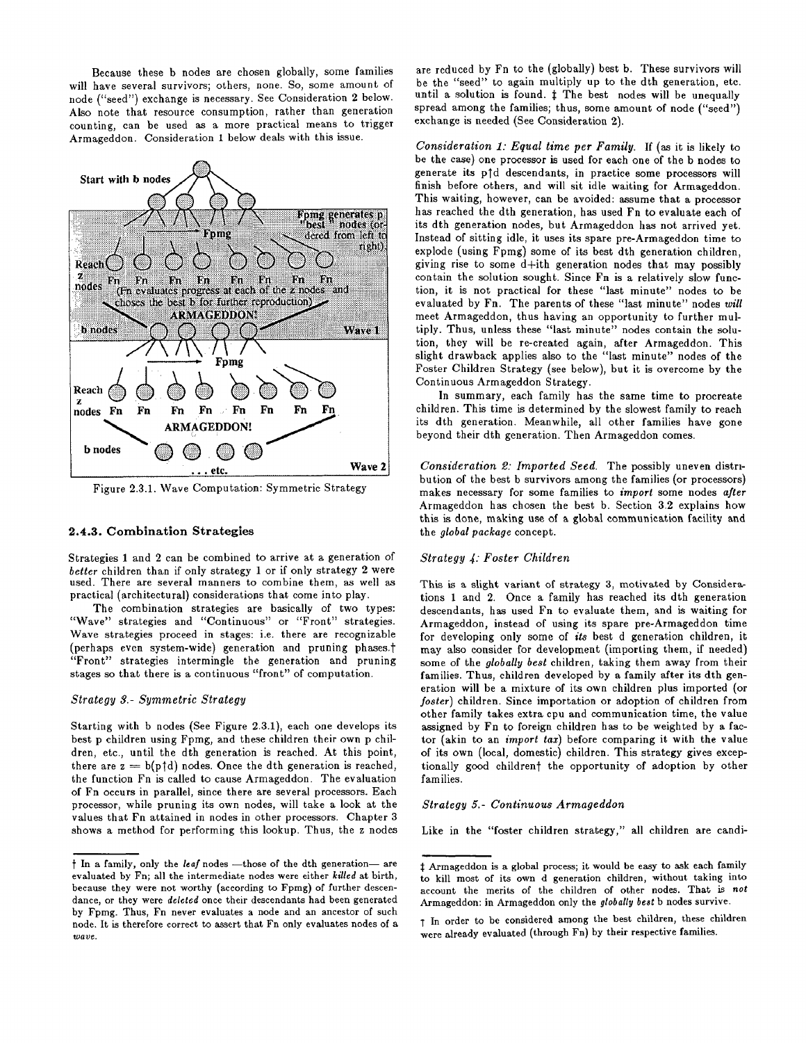Because these b nodes are chosen globally, some families will have several survivors; others, none. So, some amount of node ("seed") exchange is necessary. See Consideration 2 below. Also note that resource consumption, rather than generation counting, can be used as a more practical means to trigger Armageddon. Consideration 1 below deals with this issue.

Figure 2.3.1. Wave Computation: Symmetric Strategy

### 2.4.3. Combination Strategies

Strategies 1 and 2 can be combined to arrive at a generation of *better* children than if only strategy 1 or if only strategy 2 were used. There are several manners to combine them, as well as practical (architectural) considerations that come into play.

The combination strategies are basically of two types: "Wave" strategies and "Continuous" or "Front" strategies. Wave strategies proceed in stages: i.e. there are recognizable (perhaps even system-wide) generation and pruning phases.† "Front" strategies intermingle the generation and pruning stages so that there is a continuous "front" of computation.

*Strategy 3.- Symmetric Strategy*

Starting with b nodes (See Figure 2.3.1), each one develops its best p children using Fpmg, and these children their own p children, etc., until the dth generation is reached. At this point, there are $z = b(p \uparrow d)$ nodes. Once the dth generation is reached, the function Fn is called to cause Armageddon. The evaluation of Fn occurs in parallel, since there are several processors. Each processor, while pruning its own nodes, will take a look at the values that Fn attained in nodes in other processors. Chapter 3 shows a method for performing this lookup. Thus, the z nodes are reduced by Fn to the (globally) best b. These survivors will be the "seed" to again multiply up to the dth generation, etc. until a solution is found. ‡ The best nodes will be unequally spread among the families; thus, some amount of node ("seed") exchange is needed (See Consideration 2).

*Consideration 1: Equal time per Family.* If (as it is likely to be the case) one processor is used for each one of the b nodes to generate its $p \uparrow d$ descendants, in practice some processors will finish before others, and will sit idle waiting for Armageddon. This waiting, however, can be avoided: assume that a processor has reached the dth generation, has used Fn to evaluate each of its dth generation nodes, but Armageddon has not arrived yet. Instead of sitting idle, it uses its spare pre-Armageddon time to explode (using Fpmg) some of its best dth generation children, giving rise to some d+ith generation nodes that may possibly contain the solution sought. Since Fn is a relatively slow function, it is not practical for these "last minute" nodes to be evaluated by Fn. The parents of these "last minute" nodes *will* meet Armageddon, thus having an opportunity to further multiply. Thus, unless these "last minute" nodes contain the solution, they will be re-created again, after Armageddon. This slight drawback applies also to the "last minute" nodes of the Foster Children Strategy (see below), but it is overcome by the Continuous Armageddon Strategy.

In summary, each family has the same time to procreate children. This time is determined by the slowest family to reach its dth generation. Meanwhile, all other families have gone beyond their dth generation. Then Armageddon comes.

*Consideration 2: Imported Seed.* The possibly uneven distribution of the best b survivors among the families (or processors) makes necessary for some families to *import* some nodes *after* Armageddon has chosen the best b. Section 3.2 explains how this is done, making use of a global communication facility and the *global package* concept.

*Strategy 4: Foster Children*

This is a slight variant of strategy 3, motivated by Considerations 1 and 2. Once a family has reached its dth generation descendants, has used Fn to evaluate them, and is waiting for Armageddon, instead of using its spare pre-Armageddon time for developing only some of *its* best d generation children, it may also consider for development (importing them, if needed) some of the *globally best* children, taking them away from their families. Thus, children developed by a family after its dth generation will be a mixture of its own children plus imported (or *foster*) children. Since importation or adoption of children from other family takes extra cpu and communication time, the value assigned by Fn to foreign children has to be weighted by a factor (akin to an *import tax*) before comparing it with the value of its own (local, domestic) children. This strategy gives exceptionally good children† the opportunity of adoption by other families.

*Strategy 5.- Continuous Armageddon*

Like in the "foster children strategy," all children are candi-

---

† In a family, only the *leaf* nodes —those of the dth generation— are evaluated by Fn; all the intermediate nodes were either *killed* at birth, because they were not worthy (according to Fpmg) of further descendance, or they were *deleted* once their descendants had been generated by Fpmg. Thus, Fn never evaluates a node and an ancestor of such node. It is therefore correct to assert that Fn only evaluates nodes of a *wave*.

‡ Armageddon is a global process; it would be easy to ask each family to kill most of its own d generation children, without taking into account the merits of the children of other nodes. That is *not* Armageddon: in Armageddon only the *globally best* b nodes survive.

† In order to be considered among the best children, these children were already evaluated (through Fn) by their respective families.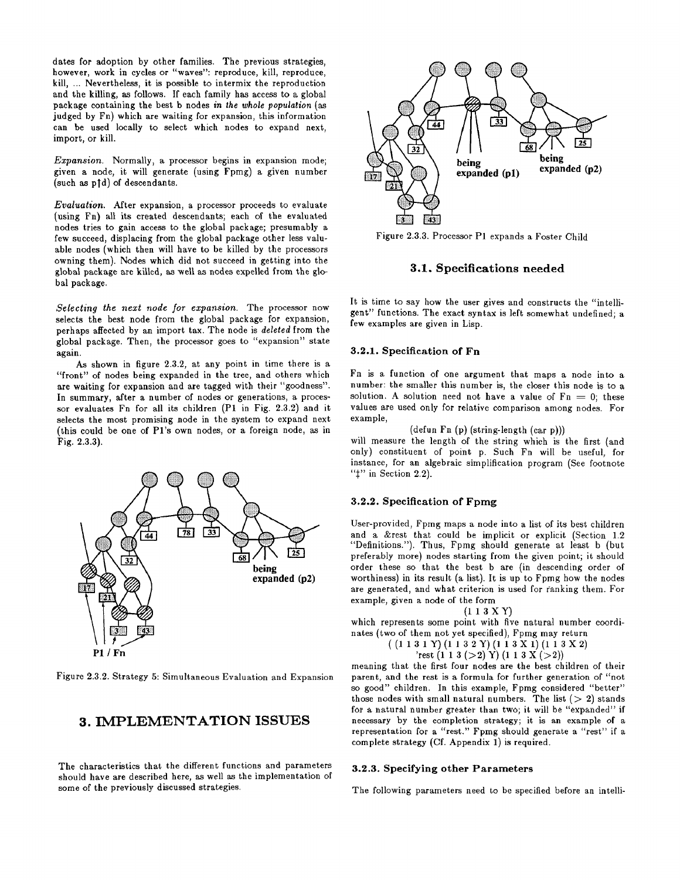dates for adoption by other families. The previous strategies, however, work in cycles or "waves": reproduce, kill, reproduce, kill, ... Nevertheless, it is possible to intermix the reproduction and the killing, as follows. If each family has access to a global package containing the best b nodes *in the whole population* (as judged by Fn) which are waiting for expansion, this information can be used locally to select which nodes to expand next, import, or kill.

*Expansion.* Normally, a processor begins in expansion mode; given a node, it will generate (using Fpmg) a given number (such as p↑d) of descendants.

*Evaluation.* After expansion, a processor proceeds to evaluate (using Fn) all its created descendants; each of the evaluated nodes tries to gain access to the global package; presumably a few succeed, displacing from the global package other less valuable nodes (which then will have to be killed by the processors owning them). Nodes which did not succeed in getting into the global package are killed, as well as nodes expelled from the global package.

*Selecting the next node for expansion.* The processor now selects the best node from the global package for expansion, perhaps affected by an import tax. The node is *deleted* from the global package. Then, the processor goes to "expansion" state again.

As shown in figure 2.3.2, at any point in time there is a "front" of nodes being expanded in the tree, and others which are waiting for expansion and are tagged with their "goodness". In summary, after a number of nodes or generations, a processor evaluates Fn for all its children (P1 in Fig. 2.3.2) and it selects the most promising node in the system to expand next (this could be one of P1's own nodes, or a foreign node, as in Fig. 2.3.3).

Figure 2.3.2. Strategy 5: Simultaneous Evaluation and Expansion

Figure 2.3.3. Processor P1 expands a Foster Child

# 3. IMPLEMENTATION ISSUES

The characteristics that the different functions and parameters should have are described here, as well as the implementation of some of the previously discussed strategies.

## 3.1. Specifications needed

It is time to say how the user gives and constructs the "intelligent" functions. The exact syntax is left somewhat undefined; a few examples are given in Lisp.

### 3.2.1. Specification of Fn

Fn is a function of one argument that maps a node into a number: the smaller this number is, the closer this node is to a solution. A solution need not have a value of Fn = 0; these values are used only for relative comparison among nodes. For example,

```
(defun Fn (p) (string-length (car p)))
```

will measure the length of the string which is the first (and only) constituent of point p. Such Fn will be useful, for instance, for an algebraic simplification program (See footnote "‡" in Section 2.2).

### 3.2.2. Specification of Fpmg

User-provided, Fpmg maps a node into a list of its best children and a &rest that could be implicit or explicit (Section 1.2 "Definitions."). Thus, Fpmg should generate at least b (but preferably more) nodes starting from the given point; it should order these so that the best b are (in descending order of worthiness) in its result (a list). It is up to Fpmg how the nodes are generated, and what criterion is used for ranking them. For example, given a node of the form

```
(1 1 3 X Y)
```

which represents some point with five natural number coordinates (two of them not yet specified), Fpmg may return

```
( (1 1 3 1 Y) (1 1 3 2 Y) (1 1 3 X 1) (1 1 3 X 2)
  'rest (1 1 3 (>2) Y) (1 1 3 X (>2))
```

meaning that the first four nodes are the best children of their parent, and the rest is a formula for further generation of "not so good" children. In this example, Fpmg considered "better" those nodes with small natural numbers. The list (> 2) stands for a natural number greater than two; it will be "expanded" if necessary by the completion strategy; it is an example of a representation for a "rest." Fpmg should generate a "rest" if a complete strategy (Cf. Appendix 1) is required.

### 3.2.3. Specifying other Parameters

The following parameters need to be specified before an intelli-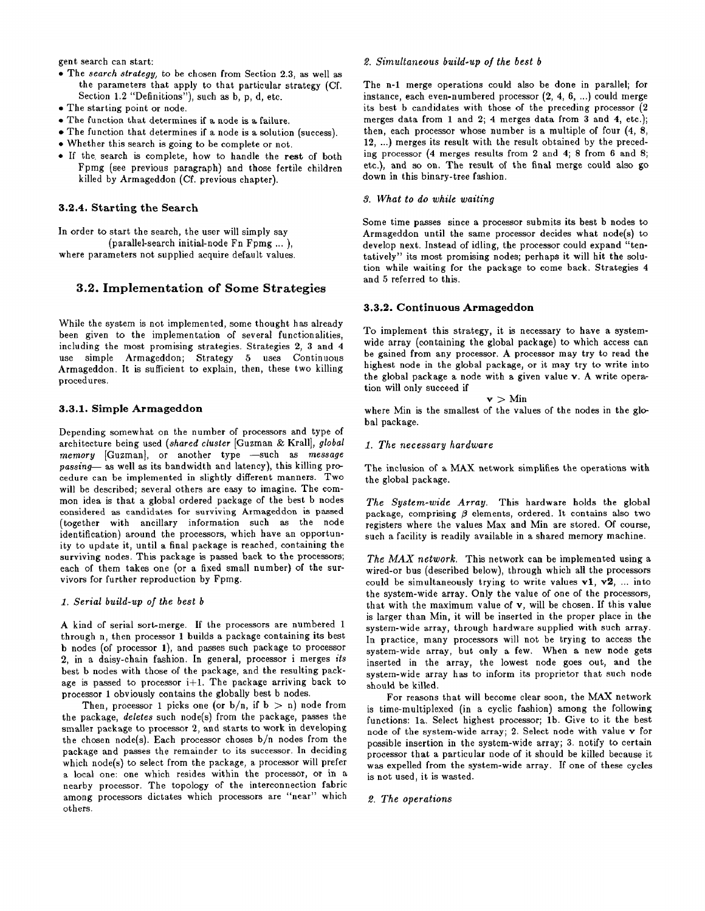gent search can start:

- The *search strategy*, to be chosen from Section 2.3, as well as the parameters that apply to that particular strategy (Cf. Section 1.2 "Definitions"), such as b, p, d, etc.
- The starting point or node.
- The function that determines if a node is a failure.
- The function that determines if a node is a solution (success).
- Whether this search is going to be complete or not.
- If the search is complete, how to handle the **rest** of both Fpmg (see previous paragraph) and those fertile children killed by Armageddon (Cf. previous chapter).

### 3.2.4. Starting the Search

In order to start the search, the user will simply say

(parallel-search initial-node Fn Fpmg ... ),

where parameters not supplied acquire default values.

## 3.2. Implementation of Some Strategies

While the system is not implemented, some thought has already been given to the implementation of several functionalities, including the most promising strategies. Strategies 2, 3 and 4 use simple Armageddon; Strategy 5 uses Continuous Armageddon. It is sufficient to explain, then, these two killing procedures.

### 3.3.1. Simple Armageddon

Depending somewhat on the number of processors and type of architecture being used (*shared cluster* [Guzman & Krall], *global memory* [Guzman], or another type —such as *message passing*— as well as its bandwidth and latency), this killing procedure can be implemented in slightly different manners. Two will be described; several others are easy to imagine. The common idea is that a global ordered package of the best b nodes considered as candidates for surviving Armageddon is passed (together with ancillary information such as the node identification) around the processors, which have an opportunity to update it, until a final package is reached, containing the surviving nodes. This package is passed back to the processors; each of them takes one (or a fixed small number) of the survivors for further reproduction by Fpmg.

*1. Serial build-up of the best b*

A kind of serial sort-merge. If the processors are numbered 1 through n, then processor 1 builds a package containing its best b nodes (of processor 1), and passes such package to processor 2, in a daisy-chain fashion. In general, processor i merges *its* best b nodes with those of the package, and the resulting package is passed to processor i+1. The package arriving back to processor 1 obviously contains the globally best b nodes.

Then, processor 1 picks one (or b/n, if b > n) node from the package, *deletes* such node(s) from the package, passes the smaller package to processor 2, and starts to work in developing the chosen node(s). Each processor choses b/n nodes from the package and passes the remainder to its successor. In deciding which node(s) to select from the package, a processor will prefer a local one: one which resides within the processor, or in a nearby processor. The topology of the interconnection fabric among processors dictates which processors are "near" which others.

*2. Simultaneous build-up of the best b*

The n-1 merge operations could also be done in parallel; for instance, each even-numbered processor (2, 4, 6, ...) could merge its best b candidates with those of the preceding processor (2 merges data from 1 and 2; 4 merges data from 3 and 4, etc.); then, each processor whose number is a multiple of four (4, 8, 12, ...) merges its result with the result obtained by the preceding processor (4 merges results from 2 and 4; 8 from 6 and 8; etc.), and so on. The result of the final merge could also go down in this binary-tree fashion.

*3. What to do while waiting*

Some time passes since a processor submits its best b nodes to Armageddon until the same processor decides what node(s) to develop next. Instead of idling, the processor could expand "tentatively" its most promising nodes; perhaps it will hit the solution while waiting for the package to come back. Strategies 4 and 5 referred to this.

### 3.3.2. Continuous Armageddon

To implement this strategy, it is necessary to have a system-wide array (containing the global package) to which access can be gained from any processor. A processor may try to read the highest node in the global package, or it may try to write into the global package a node with a given value **v**. A write operation will only succeed if

$$\mathbf{v} > \text{Min}$$

where Min is the smallest of the values of the nodes in the global package.

*1. The necessary hardware*

The inclusion of a MAX network simplifies the operations with the global package.

*The System-wide Array.* This hardware holds the global package, comprising $\beta$ elements, ordered. It contains also two registers where the values Max and Min are stored. Of course, such a facility is readily available in a shared memory machine.

*The MAX network.* This network can be implemented using a wired-or bus (described below), through which all the processors could be simultaneously trying to write values **v1**, **v2**, ... into the system-wide array. Only the value of one of the processors, that with the maximum value of **v**, will be chosen. If this value is larger than Min, it will be inserted in the proper place in the system-wide array, through hardware supplied with such array. In practice, many processors will not be trying to access the system-wide array, but only a few. When a new node gets inserted in the array, the lowest node goes out, and the system-wide array has to inform its proprietor that such node should be killed.

For reasons that will become clear soon, the MAX network is time-multiplexed (in a cyclic fashion) among the following functions: 1a. Select highest processor; 1b. Give to it the best node of the system-wide array; 2. Select node with value **v** for possible insertion in the system-wide array; 3. notify to certain processor that a particular node of it should be killed because it was expelled from the system-wide array. If one of these cycles is not used, it is wasted.

*2. The operations*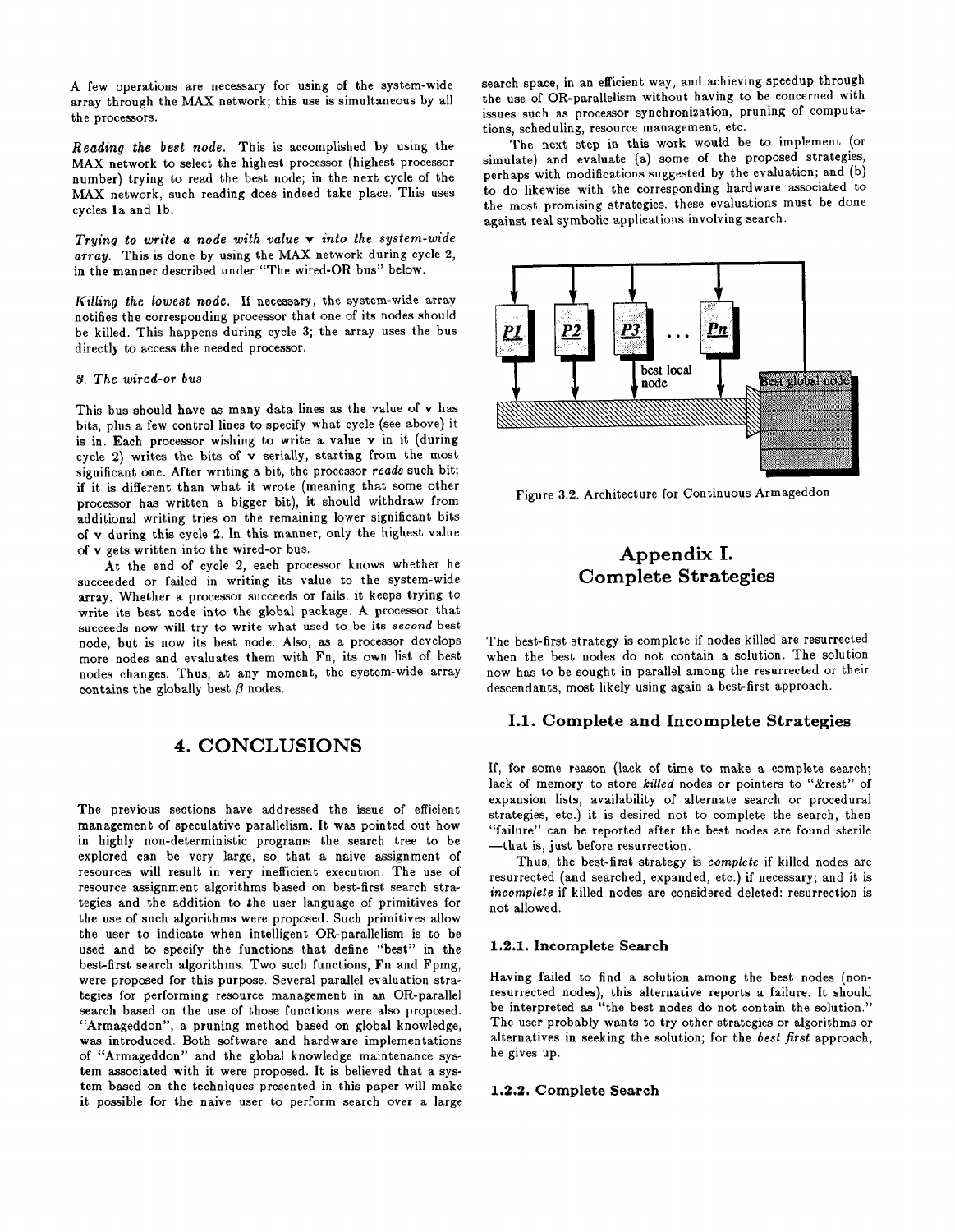A few operations are necessary for using of the system-wide array through the MAX network; this use is simultaneous by all the processors.

*Reading the best node.* This is accomplished by using the MAX network to select the highest processor (highest processor number) trying to read the best node; in the next cycle of the MAX network, such reading does indeed take place. This uses cycles 1a and 1b.

*Trying to write a node with value* **v** *into the system-wide array.* This is done by using the MAX network during cycle 2, in the manner described under "The wired-OR bus" below.

*Killing the lowest node.* If necessary, the system-wide array notifies the corresponding processor that one of its nodes should be killed. This happens during cycle 3; the array uses the bus directly to access the needed processor.

*3. The wired-or bus*

This bus should have as many data lines as the value of **v** has bits, plus a few control lines to specify what cycle (see above) it is in. Each processor wishing to write a value **v** in it (during cycle 2) writes the bits of **v** serially, starting from the most significant one. After writing a bit, the processor *reads* such bit; if it is different than what it wrote (meaning that some other processor has written a bigger bit), it should withdraw from additional writing tries on the remaining lower significant bits of **v** during this cycle 2. In this manner, only the highest value of **v** gets written into the wired-or bus.

At the end of cycle 2, each processor knows whether he succeeded or failed in writing its value to the system-wide array. Whether a processor succeeds or fails, it keeps trying to write its best node into the global package. A processor that succeeds now will try to write what used to be its *second* best node, but is now its best node. Also, as a processor develops more nodes and evaluates them with Fn, its own list of best nodes changes. Thus, at any moment, the system-wide array contains the globally best $\beta$ nodes.

## 4. CONCLUSIONS

The previous sections have addressed the issue of efficient management of speculative parallelism. It was pointed out how in highly non-deterministic programs the search tree to be explored can be very large, so that a naive assignment of resources will result in very inefficient execution. The use of resource assignment algorithms based on best-first search strategies and the addition to the user language of primitives for the use of such algorithms were proposed. Such primitives allow the user to indicate when intelligent OR-parallelism is to be used and to specify the functions that define "best" in the best-first search algorithms. Two such functions, Fn and Fpmg, were proposed for this purpose. Several parallel evaluation strategies for performing resource management in an OR-parallel search based on the use of those functions were also proposed. "Armageddon", a pruning method based on global knowledge, was introduced. Both software and hardware implementations of "Armageddon" and the global knowledge maintenance system associated with it were proposed. It is believed that a system based on the techniques presented in this paper will make it possible for the naive user to perform search over a large search space, in an efficient way, and achieving speedup through the use of OR-parallelism without having to be concerned with issues such as processor synchronization, pruning of computations, scheduling, resource management, etc.

The next step in this work would be to implement (or simulate) and evaluate (a) some of the proposed strategies, perhaps with modifications suggested by the evaluation; and (b) to do likewise with the corresponding hardware associated to the most promising strategies. these evaluations must be done against real symbolic applications involving search.

Figure 3.2. Architecture for Continuous Armageddon

# Appendix I. Complete Strategies

The best-first strategy is complete if nodes killed are resurrected when the best nodes do not contain a solution. The solution now has to be sought in parallel among the resurrected or their descendants, most likely using again a best-first approach.

## I.1. Complete and Incomplete Strategies

If, for some reason (lack of time to make a complete search; lack of memory to store *killed* nodes or pointers to "&rest" of expansion lists, availability of alternate search or procedural strategies, etc.) it is desired not to complete the search, then "failure" can be reported after the best nodes are found sterile —that is, just before resurrection.

Thus, the best-first strategy is *complete* if killed nodes are resurrected (and searched, expanded, etc.) if necessary; and it is *incomplete* if killed nodes are considered deleted: resurrection is not allowed.

### 1.2.1. Incomplete Search

Having failed to find a solution among the best nodes (non-resurrected nodes), this alternative reports a failure. It should be interpreted as "the best nodes do not contain the solution." The user probably wants to try other strategies or algorithms or alternatives in seeking the solution; for the *best first* approach, he gives up.

### 1.2.2. Complete Search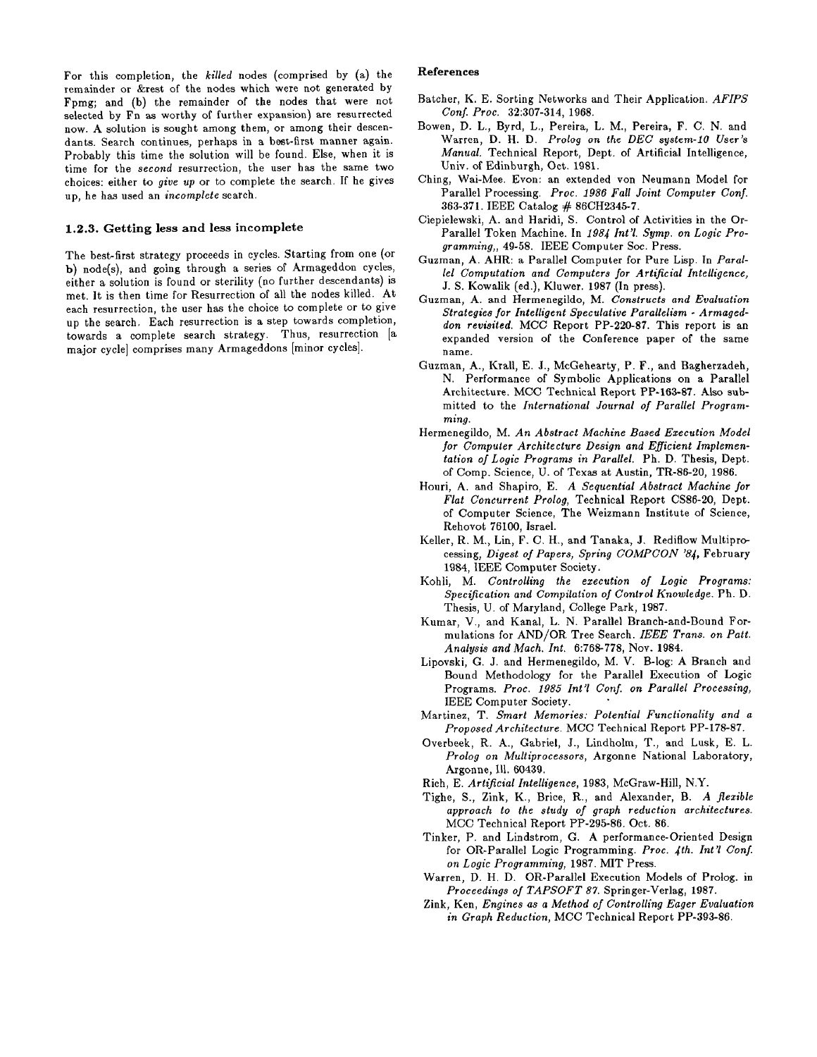For this completion, the *killed* nodes (comprised by (a) the remainder or &rest of the nodes which were not generated by Fpmg; and (b) the remainder of the nodes that were not selected by Fn as worthy of further expansion) are resurrected now. A solution is sought among them, or among their descendants. Search continues, perhaps in a best-first manner again. Probably this time the solution will be found. Else, when it is time for the *second* resurrection, the user has the same two choices: either to *give up* or to complete the search. If he gives up, he has used an *incomplete* search.

### 1.2.3. Getting less and less incomplete

The best-first strategy proceeds in cycles. Starting from one (or b) node(s), and going through a series of Armageddon cycles, either a solution is found or sterility (no further descendants) is met. It is then time for Resurrection of all the nodes killed. At each resurrection, the user has the choice to complete or to give up the search. Each resurrection is a step towards completion, towards a complete search strategy. Thus, resurrection [a major cycle] comprises many Armageddons [minor cycles].

#### References

Batcher, K. E. Sorting Networks and Their Application. *AFIPS Conf. Proc.* 32:307-314, 1968.

Bowen, D. L., Byrd, L., Pereira, L. M., Pereira, F. C. N. and Warren, D. H. D. *Prolog on the DEC system-10 User's Manual.* Technical Report, Dept. of Artificial Intelligence, Univ. of Edinburgh, Oct. 1981.

Ching, Wai-Mee. Evon: an extended von Neumann Model for Parallel Processing. *Proc. 1986 Fall Joint Computer Conf.* 363-371. IEEE Catalog # 86CH2345-7.

Ciepielewski, A. and Haridi, S. Control of Activities in the Or-Parallel Token Machine. In *1984 Int'l. Symp. on Logic Programming,*, 49-58. IEEE Computer Soc. Press.

Guzman, A. AHR: a Parallel Computer for Pure Lisp. In *Parallel Computation and Computers for Artificial Intelligence,* J. S. Kowalik (ed.), Kluwer. 1987 (In press).

Guzman, A. and Hermenegildo, M. *Constructs and Evaluation Strategies for Intelligent Speculative Parallelism - Armageddon revisited.* MCC Report PP-220-87. This report is an expanded version of the Conference paper of the same name.

Guzman, A., Krall, E. J., McGehearty, P. F., and Bagherzadeh, N. Performance of Symbolic Applications on a Parallel Architecture. MCC Technical Report PP-163-87. Also submitted to the *International Journal of Parallel Programming.*

Hermenegildo, M. *An Abstract Machine Based Execution Model for Computer Architecture Design and Efficient Implementation of Logic Programs in Parallel.* Ph. D. Thesis, Dept. of Comp. Science, U. of Texas at Austin, TR-86-20, 1986.

Houri, A. and Shapiro, E. *A Sequential Abstract Machine for Flat Concurrent Prolog,* Technical Report CS86-20, Dept. of Computer Science, The Weizmann Institute of Science, Rehovot 76100, Israel.

Keller, R. M., Lin, F. C. H., and Tanaka, J. Rediflow Multiprocessing, *Digest of Papers, Spring COMPCON '84,* February 1984, IEEE Computer Society.

Kohli, M. *Controlling the execution of Logic Programs: Specification and Compilation of Control Knowledge.* Ph. D. Thesis, U. of Maryland, College Park, 1987.

Kumar, V., and Kanal, L. N. Parallel Branch-and-Bound Formulations for AND/OR Tree Search. *IEEE Trans. on Patt. Analysis and Mach. Int.* 6:768-778, Nov. 1984.

Lipovski, G. J. and Hermenegildo, M. V. B-log: A Branch and Bound Methodology for the Parallel Execution of Logic Programs. *Proc. 1985 Int'l Conf. on Parallel Processing,* IEEE Computer Society.

Martinez, T. *Smart Memories: Potential Functionality and a Proposed Architecture.* MCC Technical Report PP-178-87.

Overbeek, R. A., Gabriel, J., Lindholm, T., and Lusk, E. L. *Prolog on Multiprocessors,* Argonne National Laboratory, Argonne, Ill. 60439.

Rich, E. *Artificial Intelligence,* 1983, McGraw-Hill, N.Y.

Tighe, S., Zink, K., Brice, R., and Alexander, B. *A flexible approach to the study of graph reduction architectures.* MCC Technical Report PP-295-86. Oct. 86.

Tinker, P. and Lindstrom, G. A performance-Oriented Design for OR-Parallel Logic Programming. *Proc. 4th. Int'l Conf. on Logic Programming,* 1987. MIT Press.

Warren, D. H. D. OR-Parallel Execution Models of Prolog. in *Proceedings of TAPSOFT 87.* Springer-Verlag, 1987.

Zink, Ken, *Engines as a Method of Controlling Eager Evaluation in Graph Reduction,* MCC Technical Report PP-393-86.